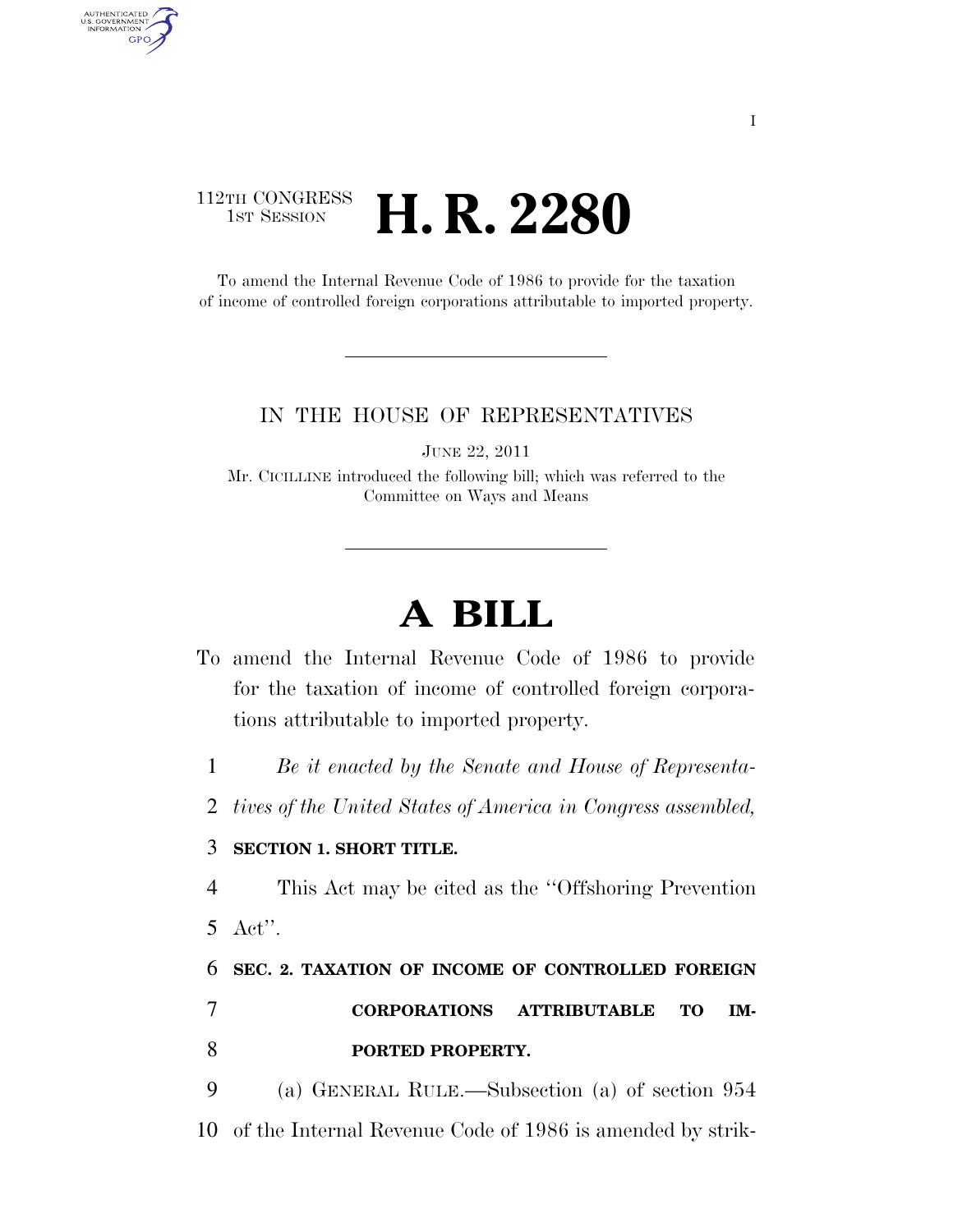112TH CONGRESS
1ST SESSION

# H. R. 2280

To amend the Internal Revenue Code of 1986 to provide for the taxation of income of controlled foreign corporations attributable to imported property.

IN THE HOUSE OF REPRESENTATIVES

JUNE 22, 2011

Mr. CICILLINE introduced the following bill; which was referred to the Committee on Ways and Means

# A BILL

To amend the Internal Revenue Code of 1986 to provide for the taxation of income of controlled foreign corporations attributable to imported property.

1 *Be it enacted by the Senate and House of Representa-*
2 *tives of the United States of America in Congress assembled,*

3 **SECTION 1. SHORT TITLE.**

4 This Act may be cited as the ''Offshoring Prevention
5 Act''.

6 **SEC. 2. TAXATION OF INCOME OF CONTROLLED FOREIGN**
7 **CORPORATIONS ATTRIBUTABLE TO IM-**
8 **PORTED PROPERTY.**

9 (a) GENERAL RULE.—Subsection (a) of section 954
10 of the Internal Revenue Code of 1986 is amended by strik-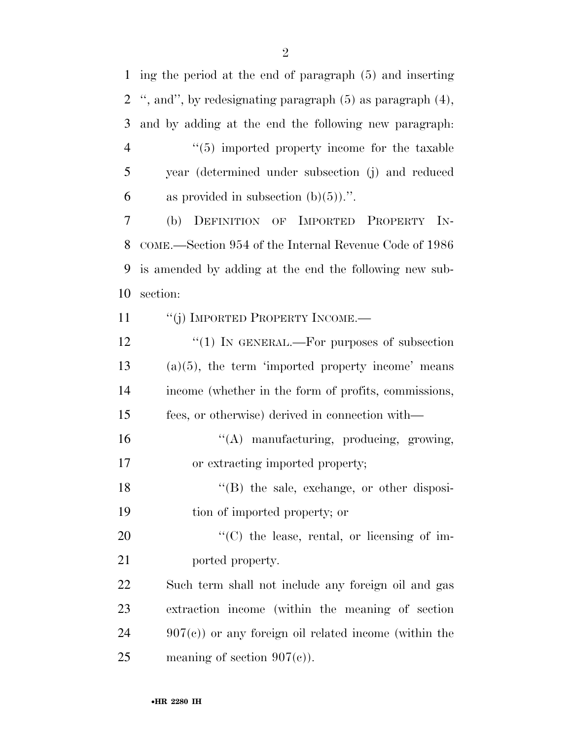ing the period at the end of paragraph (5) and inserting ", and", by redesignating paragraph (5) as paragraph (4), and by adding at the end the following new paragraph:

"(5) imported property income for the taxable year (determined under subsection (j) and reduced as provided in subsection (b)(5)).".

(b) DEFINITION OF IMPORTED PROPERTY INCOME.—Section 954 of the Internal Revenue Code of 1986 is amended by adding at the end the following new subsection:

"(j) IMPORTED PROPERTY INCOME.—

"(1) IN GENERAL.—For purposes of subsection (a)(5), the term 'imported property income' means income (whether in the form of profits, commissions, fees, or otherwise) derived in connection with—

"(A) manufacturing, producing, growing, or extracting imported property;

"(B) the sale, exchange, or other disposition of imported property; or

"(C) the lease, rental, or licensing of imported property.

Such term shall not include any foreign oil and gas extraction income (within the meaning of section 907(c)) or any foreign oil related income (within the meaning of section 907(c)).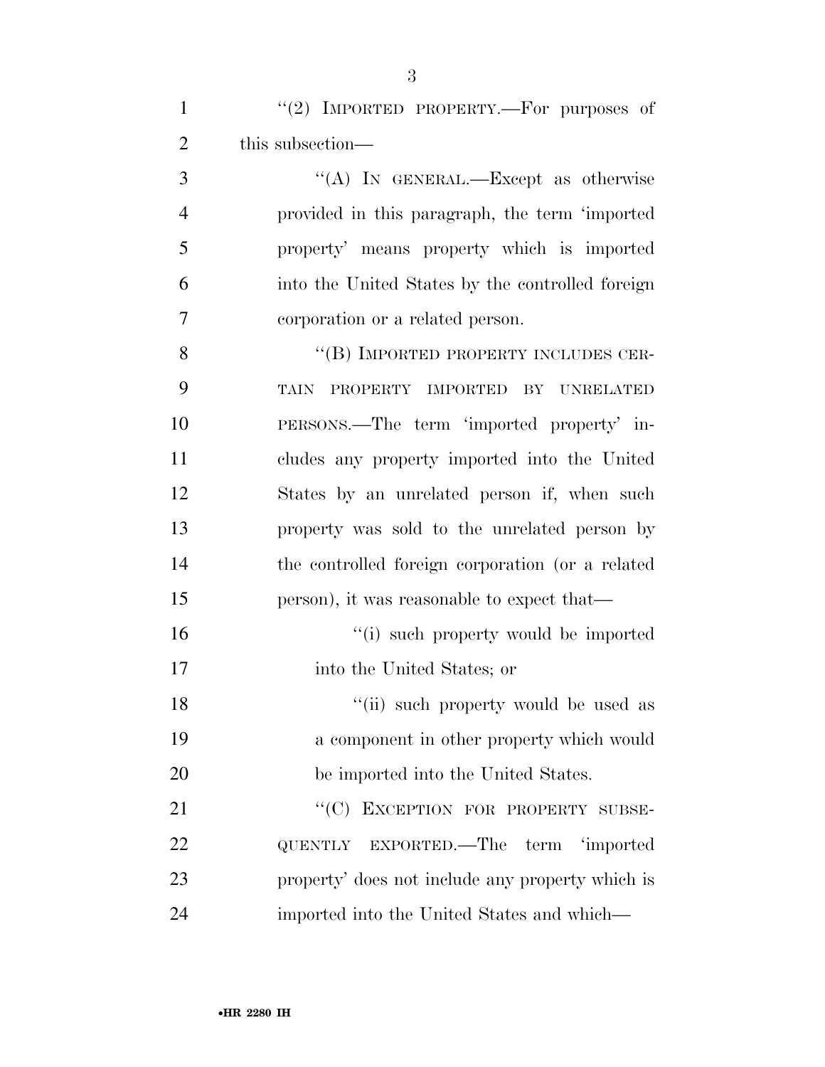"(2) IMPORTED PROPERTY.—For purposes of this subsection—

"(A) IN GENERAL.—Except as otherwise provided in this paragraph, the term 'imported property' means property which is imported into the United States by the controlled foreign corporation or a related person.

"(B) IMPORTED PROPERTY INCLUDES CERTAIN PROPERTY IMPORTED BY UNRELATED PERSONS.—The term 'imported property' includes any property imported into the United States by an unrelated person if, when such property was sold to the unrelated person by the controlled foreign corporation (or a related person), it was reasonable to expect that—

"(i) such property would be imported into the United States; or

"(ii) such property would be used as a component in other property which would be imported into the United States.

"(C) EXCEPTION FOR PROPERTY SUBSEQUENTLY EXPORTED.—The term 'imported property' does not include any property which is imported into the United States and which—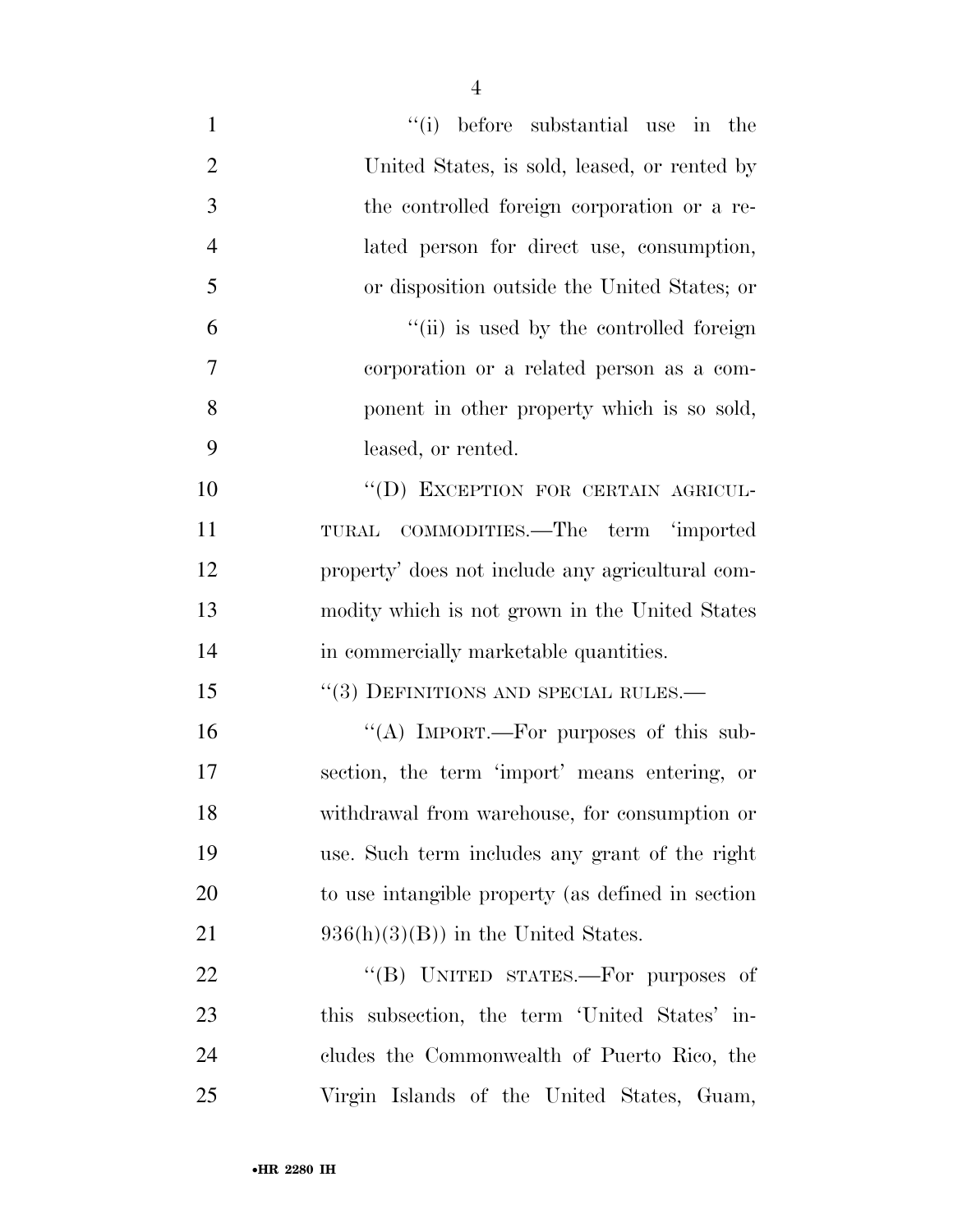"(i) before substantial use in the United States, is sold, leased, or rented by the controlled foreign corporation or a related person for direct use, consumption, or disposition outside the United States; or

"(ii) is used by the controlled foreign corporation or a related person as a component in other property which is so sold, leased, or rented.

"(D) EXCEPTION FOR CERTAIN AGRICULTURAL COMMODITIES.—The term 'imported property' does not include any agricultural commodity which is not grown in the United States in commercially marketable quantities.

"(3) DEFINITIONS AND SPECIAL RULES.—

"(A) IMPORT.—For purposes of this subsection, the term 'import' means entering, or withdrawal from warehouse, for consumption or use. Such term includes any grant of the right to use intangible property (as defined in section 936(h)(3)(B)) in the United States.

"(B) UNITED STATES.—For purposes of this subsection, the term 'United States' includes the Commonwealth of Puerto Rico, the Virgin Islands of the United States, Guam,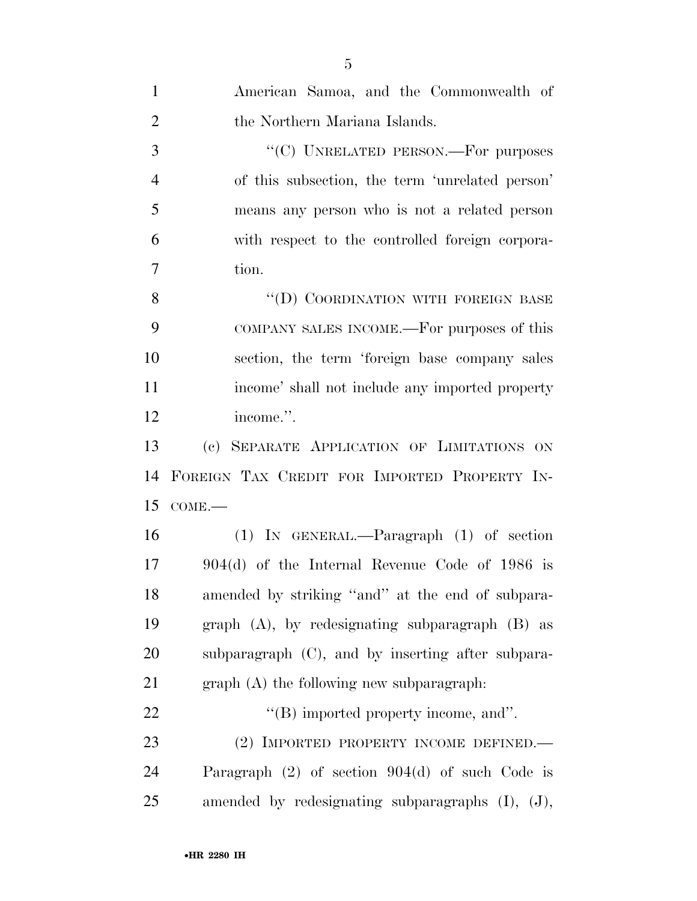American Samoa, and the Commonwealth of the Northern Mariana Islands.

''(C) UNRELATED PERSON.—For purposes of this subsection, the term 'unrelated person' means any person who is not a related person with respect to the controlled foreign corporation.

''(D) COORDINATION WITH FOREIGN BASE COMPANY SALES INCOME.—For purposes of this section, the term 'foreign base company sales income' shall not include any imported property income.''.

(c) SEPARATE APPLICATION OF LIMITATIONS ON FOREIGN TAX CREDIT FOR IMPORTED PROPERTY INCOME.—

(1) IN GENERAL.—Paragraph (1) of section 904(d) of the Internal Revenue Code of 1986 is amended by striking ''and'' at the end of subparagraph (A), by redesignating subparagraph (B) as subparagraph (C), and by inserting after subparagraph (A) the following new subparagraph:

''(B) imported property income, and''.

(2) IMPORTED PROPERTY INCOME DEFINED.—Paragraph (2) of section 904(d) of such Code is amended by redesignating subparagraphs (I), (J),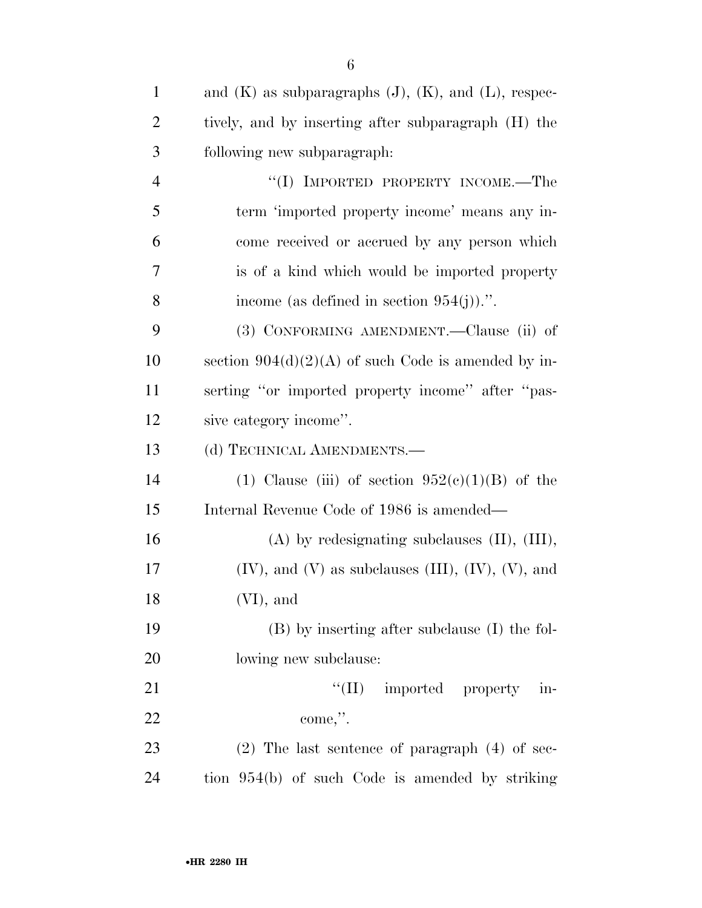and (K) as subparagraphs (J), (K), and (L), respectively, and by inserting after subparagraph (H) the following new subparagraph:

> ''(I) IMPORTED PROPERTY INCOME.—The term 'imported property income' means any income received or accrued by any person which is of a kind which would be imported property income (as defined in section 954(j)).''.

(3) CONFORMING AMENDMENT.—Clause (ii) of section 904(d)(2)(A) of such Code is amended by inserting ''or imported property income'' after ''passive category income''.

(d) TECHNICAL AMENDMENTS.—

(1) Clause (iii) of section 952(c)(1)(B) of the Internal Revenue Code of 1986 is amended—

(A) by redesignating subclauses (II), (III), (IV), and (V) as subclauses (III), (IV), (V), and (VI), and

(B) by inserting after subclause (I) the following new subclause:

> ''(II) imported property income,''.

(2) The last sentence of paragraph (4) of section 954(b) of such Code is amended by striking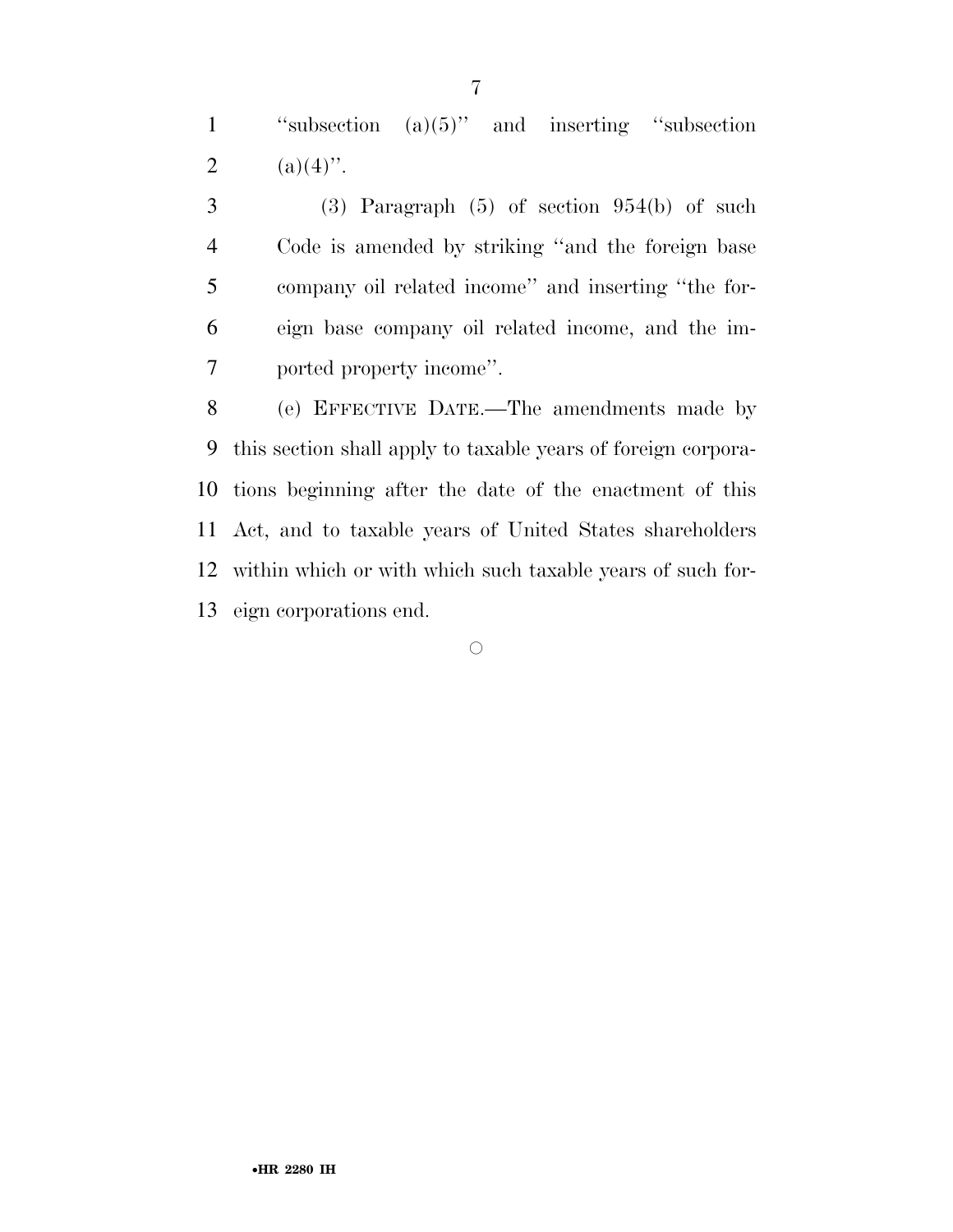"subsection (a)(5)" and inserting "subsection (a)(4)".

(3) Paragraph (5) of section 954(b) of such Code is amended by striking "and the foreign base company oil related income" and inserting "the foreign base company oil related income, and the imported property income".

(e) EFFECTIVE DATE.—The amendments made by this section shall apply to taxable years of foreign corporations beginning after the date of the enactment of this Act, and to taxable years of United States shareholders within which or with which such taxable years of such foreign corporations end.

○